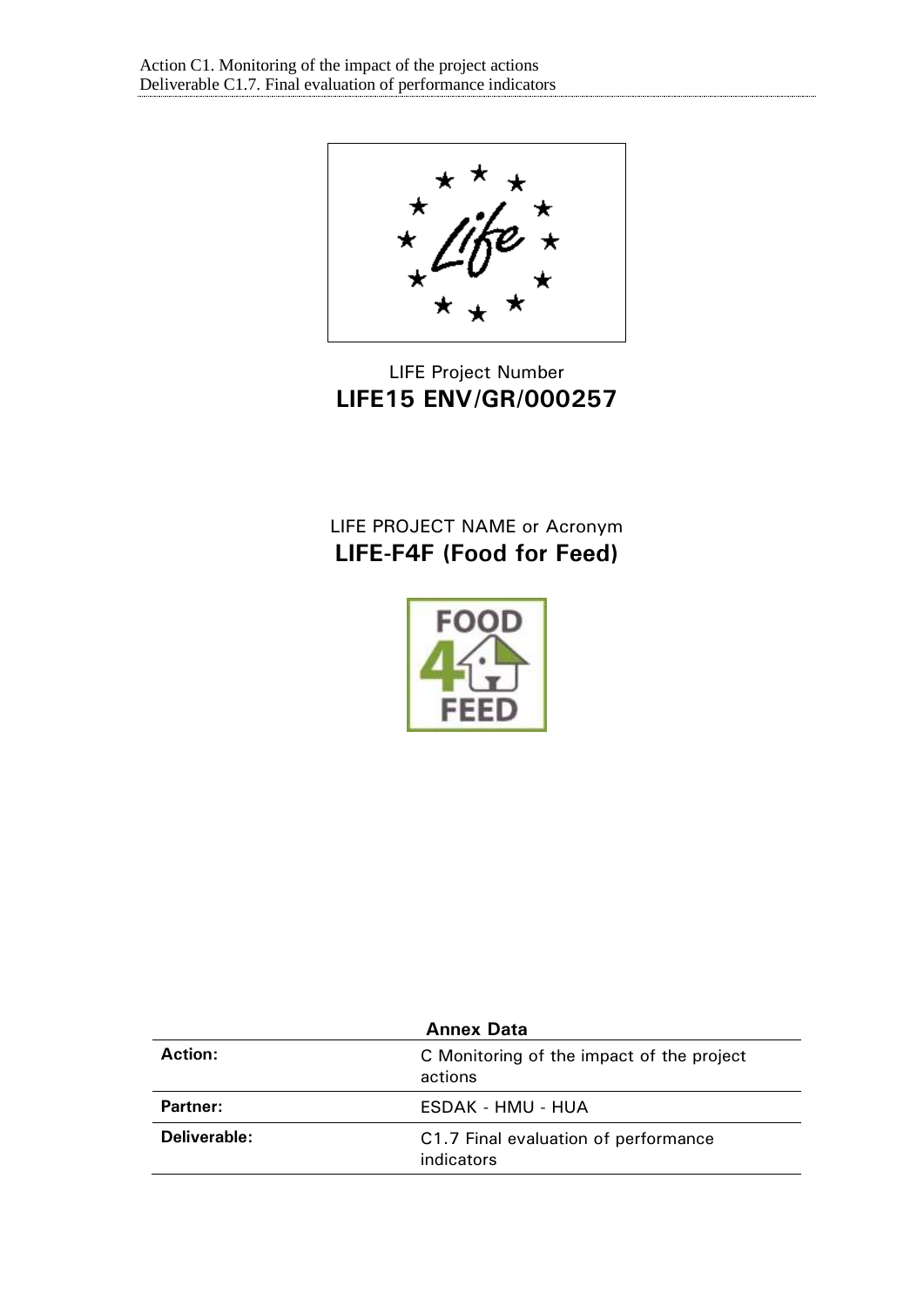LIFE Project Number
**LIFE15 ENV/GR/000257**

LIFE PROJECT NAME or Acronym
**LIFE-F4F (Food for Feed)**

| **Annex Data** | |
|---|---|
| **Action:** | C Monitoring of the impact of the project actions |
| **Partner:** | ESDAK - HMU - HUA |
| **Deliverable:** | C1.7 Final evaluation of performance indicators |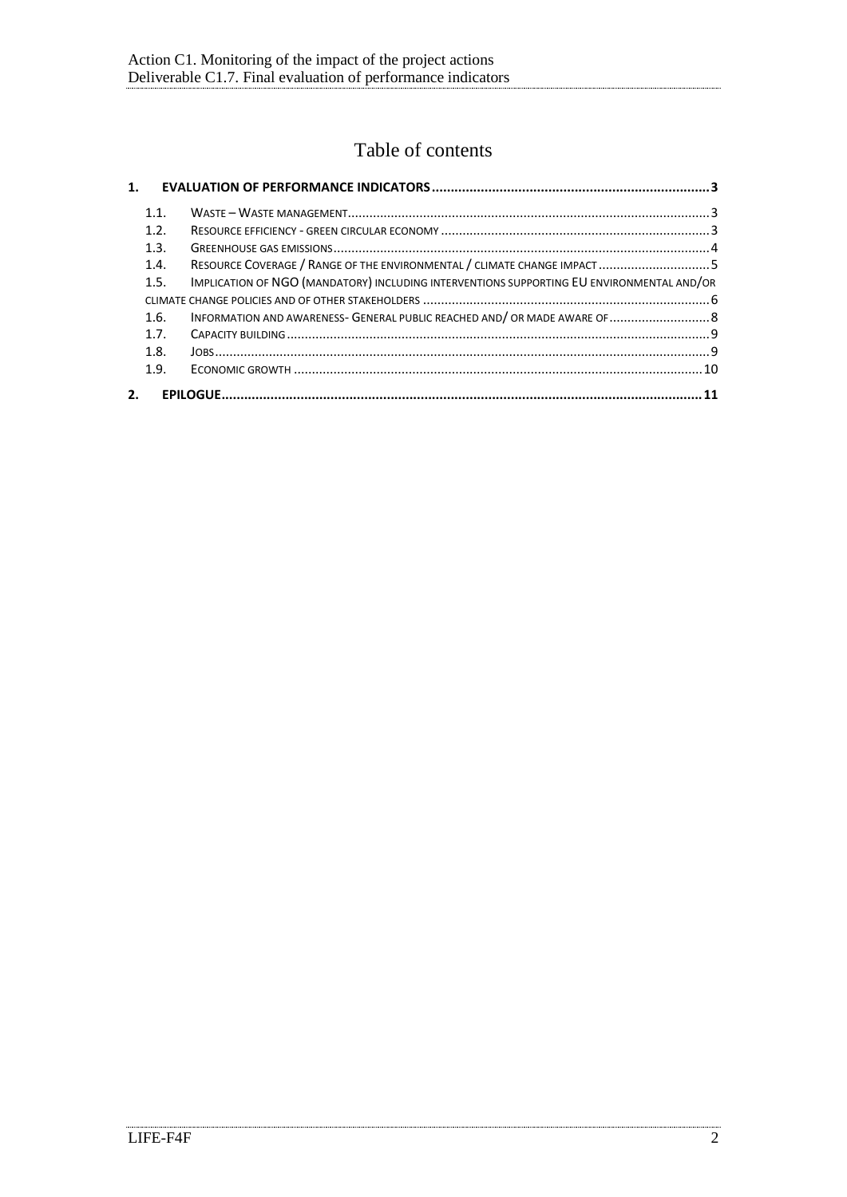# Table of contents

**1. EVALUATION OF PERFORMANCE INDICATORS ......... 3**

- 1.1. WASTE – WASTE MANAGEMENT ......... 3
- 1.2. RESOURCE EFFICIENCY - GREEN CIRCULAR ECONOMY ......... 3
- 1.3. GREENHOUSE GAS EMISSIONS ......... 4
- 1.4. RESOURCE COVERAGE / RANGE OF THE ENVIRONMENTAL / CLIMATE CHANGE IMPACT ......... 5
- 1.5. IMPLICATION OF NGO (MANDATORY) INCLUDING INTERVENTIONS SUPPORTING EU ENVIRONMENTAL AND/OR CLIMATE CHANGE POLICIES AND OF OTHER STAKEHOLDERS ......... 6
- 1.6. INFORMATION AND AWARENESS- GENERAL PUBLIC REACHED AND/ OR MADE AWARE OF ......... 8
- 1.7. CAPACITY BUILDING ......... 9
- 1.8. JOBS ......... 9
- 1.9. ECONOMIC GROWTH ......... 10

**2. EPILOGUE ......... 11**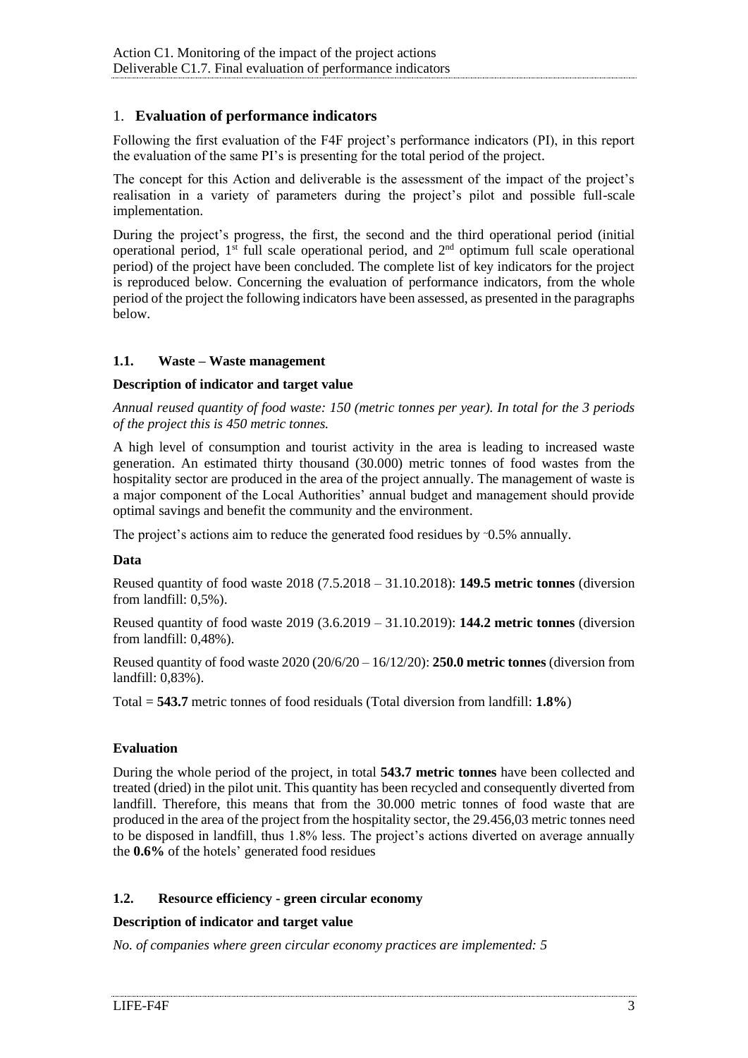## 1. **Evaluation of performance indicators**

Following the first evaluation of the F4F project's performance indicators (PI), in this report the evaluation of the same PI's is presenting for the total period of the project.

The concept for this Action and deliverable is the assessment of the impact of the project's realisation in a variety of parameters during the project's pilot and possible full-scale implementation.

During the project's progress, the first, the second and the third operational period (initial operational period, 1st full scale operational period, and 2nd optimum full scale operational period) of the project have been concluded. The complete list of key indicators for the project is reproduced below. Concerning the evaluation of performance indicators, from the whole period of the project the following indicators have been assessed, as presented in the paragraphs below.

### 1.1. Waste – Waste management

**Description of indicator and target value**

*Annual reused quantity of food waste: 150 (metric tonnes per year). In total for the 3 periods of the project this is 450 metric tonnes.*

A high level of consumption and tourist activity in the area is leading to increased waste generation. An estimated thirty thousand (30.000) metric tonnes of food wastes from the hospitality sector are produced in the area of the project annually. The management of waste is a major component of the Local Authorities' annual budget and management should provide optimal savings and benefit the community and the environment.

The project's actions aim to reduce the generated food residues by ~0.5% annually.

**Data**

Reused quantity of food waste 2018 (7.5.2018 – 31.10.2018): **149.5 metric tonnes** (diversion from landfill: 0,5%).

Reused quantity of food waste 2019 (3.6.2019 – 31.10.2019): **144.2 metric tonnes** (diversion from landfill: 0,48%).

Reused quantity of food waste 2020 (20/6/20 – 16/12/20): **250.0 metric tonnes** (diversion from landfill: 0,83%).

Total = **543.7** metric tonnes of food residuals (Total diversion from landfill: **1.8%**)

**Evaluation**

During the whole period of the project, in total **543.7 metric tonnes** have been collected and treated (dried) in the pilot unit. This quantity has been recycled and consequently diverted from landfill. Therefore, this means that from the 30.000 metric tonnes of food waste that are produced in the area of the project from the hospitality sector, the 29.456,03 metric tonnes need to be disposed in landfill, thus 1.8% less. The project's actions diverted on average annually the **0.6%** of the hotels' generated food residues

### 1.2. Resource efficiency - green circular economy

**Description of indicator and target value**

*No. of companies where green circular economy practices are implemented: 5*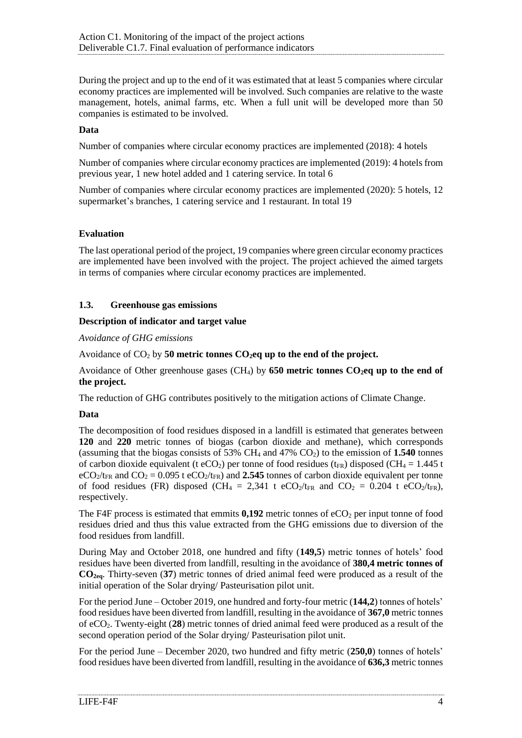During the project and up to the end of it was estimated that at least 5 companies where circular economy practices are implemented will be involved. Such companies are relative to the waste management, hotels, animal farms, etc. When a full unit will be developed more than 50 companies is estimated to be involved.

**Data**

Number of companies where circular economy practices are implemented (2018): 4 hotels

Number of companies where circular economy practices are implemented (2019): 4 hotels from previous year, 1 new hotel added and 1 catering service. In total 6

Number of companies where circular economy practices are implemented (2020): 5 hotels, 12 supermarket's branches, 1 catering service and 1 restaurant. In total 19

**Evaluation**

The last operational period of the project, 19 companies where green circular economy practices are implemented have been involved with the project. The project achieved the aimed targets in terms of companies where circular economy practices are implemented.

### 1.3. Greenhouse gas emissions

**Description of indicator and target value**

*Avoidance of GHG emissions*

Avoidance of $CO_2$ by **50 metric tonnes $CO_2$eq up to the end of the project.**

Avoidance of Other greenhouse gases ($CH_4$) by **650 metric tonnes $CO_2$eq up to the end of the project.**

The reduction of GHG contributes positively to the mitigation actions of Climate Change.

**Data**

The decomposition of food residues disposed in a landfill is estimated that generates between **120** and **220** metric tonnes of biogas (carbon dioxide and methane), which corresponds (assuming that the biogas consists of 53% $CH_4$ and 47% $CO_2$) to the emission of **1.540** tonnes of carbon dioxide equivalent (t $eCO_2$) per tonne of food residues ($t_{FR}$) disposed ($CH_4$ = 1.445 t $eCO_2/t_{FR}$ and $CO_2$ = 0.095 t $eCO_2/t_{FR}$) and **2.545** tonnes of carbon dioxide equivalent per tonne of food residues (FR) disposed ($CH_4$ = 2,341 t $eCO_2/t_{FR}$ and $CO_2$ = 0.204 t $eCO_2/t_{FR}$), respectively.

The F4F process is estimated that emmits **0,192** metric tonnes of $eCO_2$ per input tonne of food residues dried and thus this value extracted from the GHG emissions due to diversion of the food residues from landfill.

During May and October 2018, one hundred and fifty (**149,5**) metric tonnes of hotels' food residues have been diverted from landfill, resulting in the avoidance of **380,4 metric tonnes of $CO_{2eq}$**. Thirty-seven (**37**) metric tonnes of dried animal feed were produced as a result of the initial operation of the Solar drying/ Pasteurisation pilot unit.

For the period June – October 2019, one hundred and forty-four metric (**144,2**) tonnes of hotels' food residues have been diverted from landfill, resulting in the avoidance of **367,0** metric tonnes of $eCO_2$. Twenty-eight (**28**) metric tonnes of dried animal feed were produced as a result of the second operation period of the Solar drying/ Pasteurisation pilot unit.

For the period June – December 2020, two hundred and fifty metric (**250,0**) tonnes of hotels' food residues have been diverted from landfill, resulting in the avoidance of **636,3** metric tonnes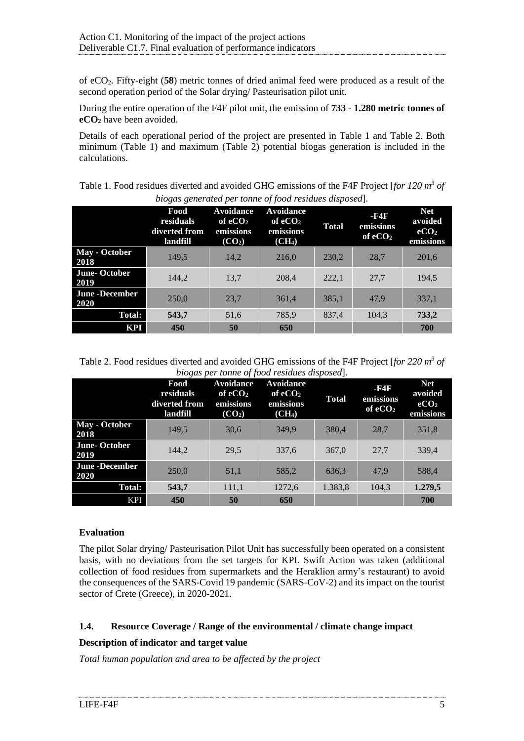of $eCO_2$. Fifty-eight (**58**) metric tonnes of dried animal feed were produced as a result of the second operation period of the Solar drying/ Pasteurisation pilot unit.

During the entire operation of the F4F pilot unit, the emission of **733** - **1.280 metric tonnes of $eCO_2$** have been avoided.

Details of each operational period of the project are presented in Table 1 and Table 2. Both minimum (Table 1) and maximum (Table 2) potential biogas generation is included in the calculations.

Table 1. Food residues diverted and avoided GHG emissions of the F4F Project [*for 120 $m^3$ of biogas generated per tonne of food residues disposed*].

| | Food residuals diverted from landfill | Avoidance of $eCO_2$ emissions ($CO_2$) | Avoidance of $eCO_2$ emissions ($CH_4$) | Total | -F4F emissions of $eCO_2$ | Net avoided $eCO_2$ emissions |
|---|---|---|---|---|---|---|
| **May - October 2018** | 149,5 | 14,2 | 216,0 | 230,2 | 28,7 | 201,6 |
| **June- October 2019** | 144,2 | 13,7 | 208,4 | 222,1 | 27,7 | 194,5 |
| **June -December 2020** | 250,0 | 23,7 | 361,4 | 385,1 | 47,9 | 337,1 |
| **Total:** | **543,7** | 51,6 | 785,9 | 837,4 | 104,3 | **733,2** |
| **KPI** | **450** | **50** | **650** | | | **700** |

Table 2. Food residues diverted and avoided GHG emissions of the F4F Project [*for 220 $m^3$ of biogas per tonne of food residues disposed*].

| | Food residuals diverted from landfill | Avoidance of $eCO_2$ emissions ($CO_2$) | Avoidance of $eCO_2$ emissions ($CH_4$) | Total | -F4F emissions of $eCO_2$ | Net avoided $eCO_2$ emissions |
|---|---|---|---|---|---|---|
| **May - October 2018** | 149,5 | 30,6 | 349,9 | 380,4 | 28,7 | 351,8 |
| **June- October 2019** | 144,2 | 29,5 | 337,6 | 367,0 | 27,7 | 339,4 |
| **June -December 2020** | 250,0 | 51,1 | 585,2 | 636,3 | 47,9 | 588,4 |
| **Total:** | **543,7** | 111,1 | 1272,6 | 1.383,8 | 104,3 | **1.279,5** |
| KPI | **450** | **50** | **650** | | | **700** |

**Evaluation**

The pilot Solar drying/ Pasteurisation Pilot Unit has successfully been operated on a consistent basis, with no deviations from the set targets for KPI. Swift Action was taken (additional collection of food residues from supermarkets and the Heraklion army's restaurant) to avoid the consequences of the SARS-Covid 19 pandemic (SARS-CoV-2) and its impact on the tourist sector of Crete (Greece), in 2020-2021.

### 1.4. Resource Coverage / Range of the environmental / climate change impact

**Description of indicator and target value**

*Total human population and area to be affected by the project*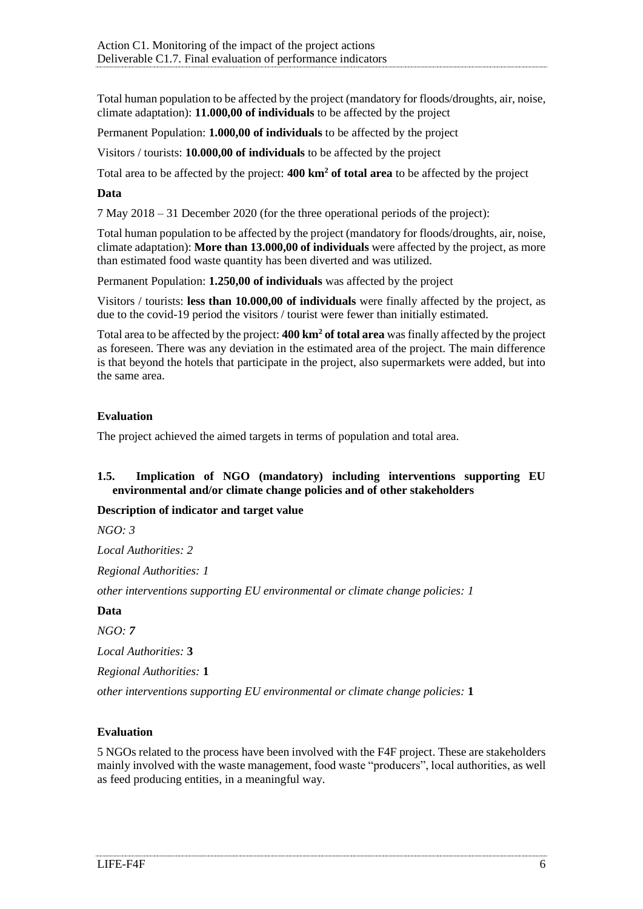Total human population to be affected by the project (mandatory for floods/droughts, air, noise, climate adaptation): **11.000,00 of individuals** to be affected by the project

Permanent Population: **1.000,00 of individuals** to be affected by the project

Visitors / tourists: **10.000,00 of individuals** to be affected by the project

Total area to be affected by the project: **400 km$^2$ of total area** to be affected by the project

**Data**

7 May 2018 – 31 December 2020 (for the three operational periods of the project):

Total human population to be affected by the project (mandatory for floods/droughts, air, noise, climate adaptation): **More than 13.000,00 of individuals** were affected by the project, as more than estimated food waste quantity has been diverted and was utilized.

Permanent Population: **1.250,00 of individuals** was affected by the project

Visitors / tourists: **less than 10.000,00 of individuals** were finally affected by the project, as due to the covid-19 period the visitors / tourist were fewer than initially estimated.

Total area to be affected by the project: **400 km$^2$ of total area** was finally affected by the project as foreseen. There was any deviation in the estimated area of the project. The main difference is that beyond the hotels that participate in the project, also supermarkets were added, but into the same area.

**Evaluation**

The project achieved the aimed targets in terms of population and total area.

### 1.5. Implication of NGO (mandatory) including interventions supporting EU environmental and/or climate change policies and of other stakeholders

**Description of indicator and target value**

*NGO: 3*

*Local Authorities: 2*

*Regional Authorities: 1*

*other interventions supporting EU environmental or climate change policies: 1*

**Data**

*NGO:* ***7***

*Local Authorities:* **3**

*Regional Authorities:* **1**

*other interventions supporting EU environmental or climate change policies:* **1**

**Evaluation**

5 NGOs related to the process have been involved with the F4F project. These are stakeholders mainly involved with the waste management, food waste "producers", local authorities, as well as feed producing entities, in a meaningful way.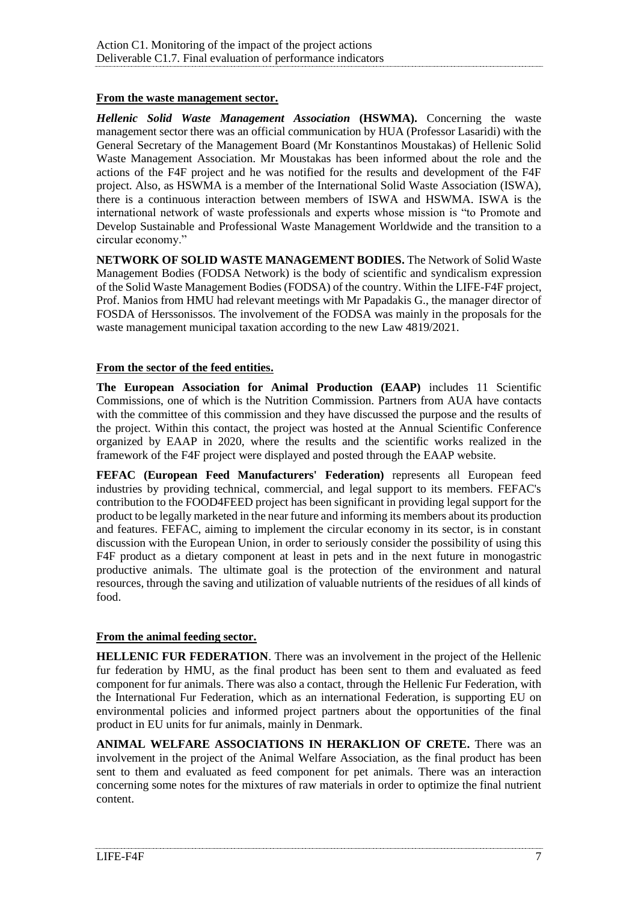**From the waste management sector.**

***Hellenic Solid Waste Management Association*** **(HSWMA).** Concerning the waste management sector there was an official communication by HUA (Professor Lasaridi) with the General Secretary of the Management Board (Mr Konstantinos Moustakas) of Hellenic Solid Waste Management Association. Mr Moustakas has been informed about the role and the actions of the F4F project and he was notified for the results and development of the F4F project. Also, as HSWMA is a member of the International Solid Waste Association (ISWA), there is a continuous interaction between members of ISWA and HSWMA. ISWA is the international network of waste professionals and experts whose mission is "to Promote and Develop Sustainable and Professional Waste Management Worldwide and the transition to a circular economy."

**NETWORK OF SOLID WASTE MANAGEMENT BODIES.** The Network of Solid Waste Management Bodies (FODSA Network) is the body of scientific and syndicalism expression of the Solid Waste Management Bodies (FODSA) of the country. Within the LIFE-F4F project, Prof. Manios from HMU had relevant meetings with Mr Papadakis G., the manager director of FOSDA of Herssonissos. The involvement of the FODSA was mainly in the proposals for the waste management municipal taxation according to the new Law 4819/2021.

**From the sector of the feed entities.**

**The European Association for Animal Production (EAAP)** includes 11 Scientific Commissions, one of which is the Nutrition Commission. Partners from AUA have contacts with the committee of this commission and they have discussed the purpose and the results of the project. Within this contact, the project was hosted at the Annual Scientific Conference organized by EAAP in 2020, where the results and the scientific works realized in the framework of the F4F project were displayed and posted through the EAAP website.

**FEFAC (European Feed Manufacturers' Federation)** represents all European feed industries by providing technical, commercial, and legal support to its members. FEFAC's contribution to the FOOD4FEED project has been significant in providing legal support for the product to be legally marketed in the near future and informing its members about its production and features. FEFAC, aiming to implement the circular economy in its sector, is in constant discussion with the European Union, in order to seriously consider the possibility of using this F4F product as a dietary component at least in pets and in the next future in monogastric productive animals. The ultimate goal is the protection of the environment and natural resources, through the saving and utilization of valuable nutrients of the residues of all kinds of food.

**From the animal feeding sector.**

**HELLENIC FUR FEDERATION**. There was an involvement in the project of the Hellenic fur federation by HMU, as the final product has been sent to them and evaluated as feed component for fur animals. There was also a contact, through the Hellenic Fur Federation, with the International Fur Federation, which as an international Federation, is supporting EU on environmental policies and informed project partners about the opportunities of the final product in EU units for fur animals, mainly in Denmark.

**ANIMAL WELFARE ASSOCIATIONS IN HERAKLION OF CRETE.** There was an involvement in the project of the Animal Welfare Association, as the final product has been sent to them and evaluated as feed component for pet animals. There was an interaction concerning some notes for the mixtures of raw materials in order to optimize the final nutrient content.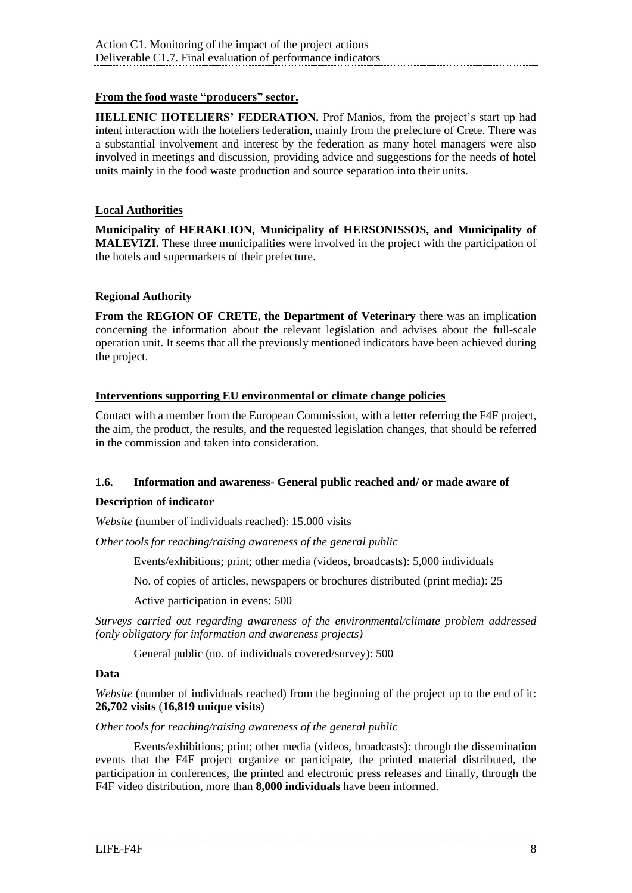**From the food waste "producers" sector.**

**HELLENIC HOTELIERS' FEDERATION.** Prof Manios, from the project's start up had intent interaction with the hoteliers federation, mainly from the prefecture of Crete. There was a substantial involvement and interest by the federation as many hotel managers were also involved in meetings and discussion, providing advice and suggestions for the needs of hotel units mainly in the food waste production and source separation into their units.

**Local Authorities**

**Municipality of HERAKLION, Municipality of HERSONISSOS, and Municipality of MALEVIZI.** These three municipalities were involved in the project with the participation of the hotels and supermarkets of their prefecture.

**Regional Authority**

**From the REGION OF CRETE, the Department of Veterinary** there was an implication concerning the information about the relevant legislation and advises about the full-scale operation unit. It seems that all the previously mentioned indicators have been achieved during the project.

**Interventions supporting EU environmental or climate change policies**

Contact with a member from the European Commission, with a letter referring the F4F project, the aim, the product, the results, and the requested legislation changes, that should be referred in the commission and taken into consideration.

### 1.6. Information and awareness- General public reached and/ or made aware of

**Description of indicator**

*Website* (number of individuals reached): 15.000 visits

*Other tools for reaching/raising awareness of the general public*

Events/exhibitions; print; other media (videos, broadcasts): 5,000 individuals

No. of copies of articles, newspapers or brochures distributed (print media): 25

Active participation in evens: 500

*Surveys carried out regarding awareness of the environmental/climate problem addressed (only obligatory for information and awareness projects)*

General public (no. of individuals covered/survey): 500

**Data**

*Website* (number of individuals reached) from the beginning of the project up to the end of it: **26,702 visits** (**16,819 unique visits**)

*Other tools for reaching/raising awareness of the general public*

Events/exhibitions; print; other media (videos, broadcasts): through the dissemination events that the F4F project organize or participate, the printed material distributed, the participation in conferences, the printed and electronic press releases and finally, through the F4F video distribution, more than **8,000 individuals** have been informed.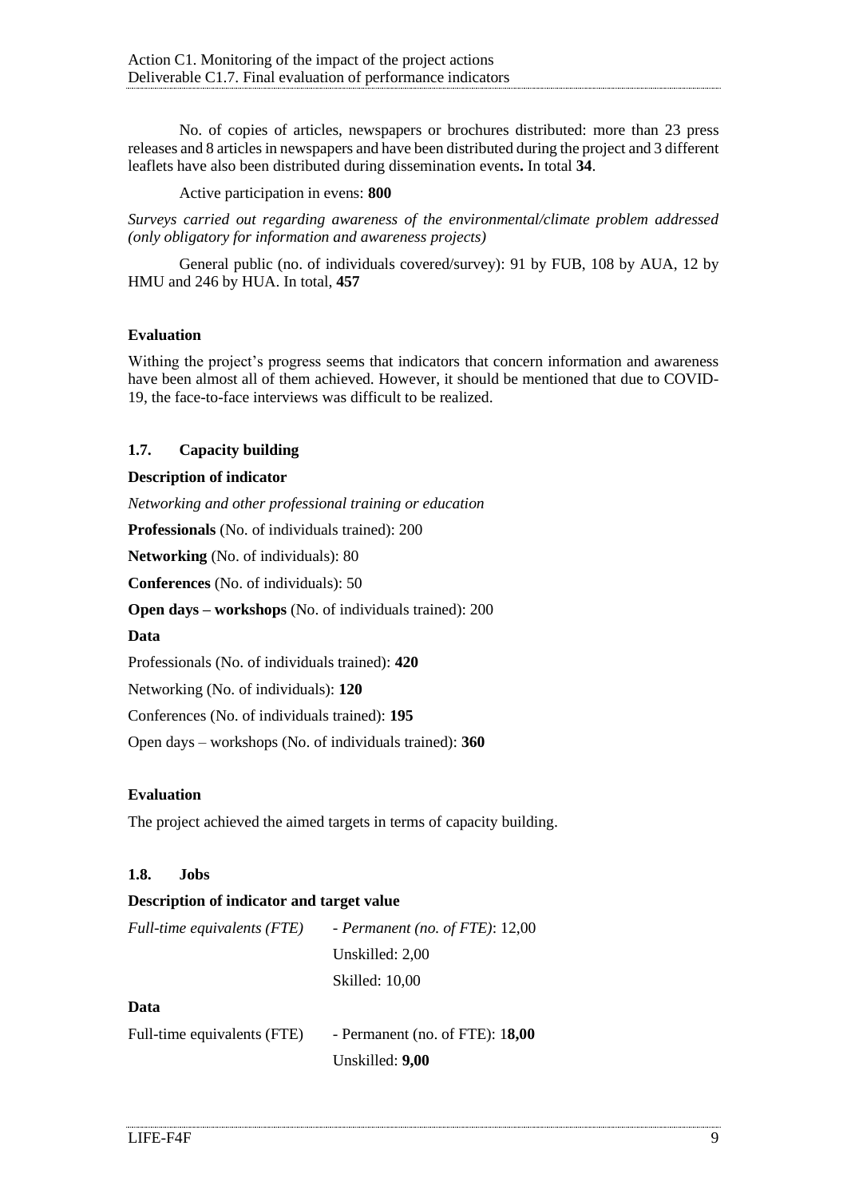No. of copies of articles, newspapers or brochures distributed: more than 23 press releases and 8 articles in newspapers and have been distributed during the project and 3 different leaflets have also been distributed during dissemination events**.** In total **34**.

Active participation in evens: **800**

*Surveys carried out regarding awareness of the environmental/climate problem addressed (only obligatory for information and awareness projects)*

General public (no. of individuals covered/survey): 91 by FUB, 108 by AUA, 12 by HMU and 246 by HUA. In total, **457**

**Evaluation**

Withing the project's progress seems that indicators that concern information and awareness have been almost all of them achieved. However, it should be mentioned that due to COVID-19, the face-to-face interviews was difficult to be realized.

### 1.7. Capacity building

**Description of indicator**

*Networking and other professional training or education*

**Professionals** (No. of individuals trained): 200

**Networking** (No. of individuals): 80

**Conferences** (No. of individuals): 50

**Open days – workshops** (No. of individuals trained): 200

**Data**

Professionals (No. of individuals trained): **420**

Networking (No. of individuals): **120**

Conferences (No. of individuals trained): **195**

Open days – workshops (No. of individuals trained): **360**

**Evaluation**

The project achieved the aimed targets in terms of capacity building.

### 1.8. Jobs

**Description of indicator and target value**

*Full-time equivalents (FTE)* - *Permanent (no. of FTE)*: 12,00

Unskilled: 2,00

Skilled: 10,00

**Data**

Full-time equivalents (FTE) - Permanent (no. of FTE): 1**8,00**

Unskilled: **9,00**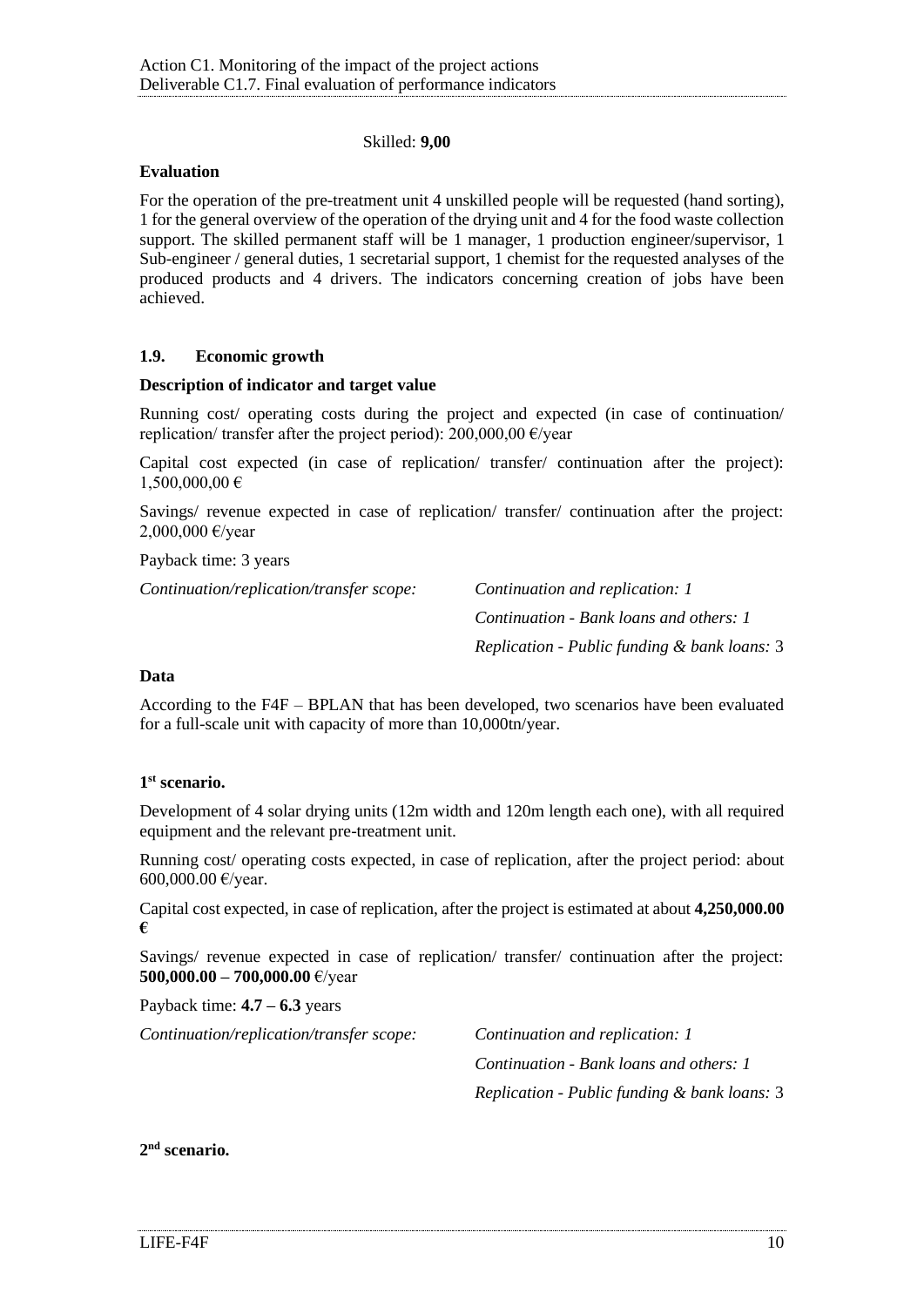Skilled: **9,00**

**Evaluation**

For the operation of the pre-treatment unit 4 unskilled people will be requested (hand sorting), 1 for the general overview of the operation of the drying unit and 4 for the food waste collection support. The skilled permanent staff will be 1 manager, 1 production engineer/supervisor, 1 Sub-engineer / general duties, 1 secretarial support, 1 chemist for the requested analyses of the produced products and 4 drivers. The indicators concerning creation of jobs have been achieved.

### 1.9. Economic growth

**Description of indicator and target value**

Running cost/ operating costs during the project and expected (in case of continuation/ replication/ transfer after the project period): 200,000,00 €/year

Capital cost expected (in case of replication/ transfer/ continuation after the project): 1,500,000,00 €

Savings/ revenue expected in case of replication/ transfer/ continuation after the project: 2,000,000 €/year

Payback time: 3 years

| *Continuation/replication/transfer scope:* | *Continuation and replication: 1* |
| --- | --- |
| | *Continuation - Bank loans and others: 1* |
| | *Replication - Public funding & bank loans:* 3 |

**Data**

According to the F4F – BPLAN that has been developed, two scenarios have been evaluated for a full-scale unit with capacity of more than 10,000tn/year.

**1st scenario.**

Development of 4 solar drying units (12m width and 120m length each one), with all required equipment and the relevant pre-treatment unit.

Running cost/ operating costs expected, in case of replication, after the project period: about 600,000.00 €/year.

Capital cost expected, in case of replication, after the project is estimated at about **4,250,000.00 €**

Savings/ revenue expected in case of replication/ transfer/ continuation after the project: **500,000.00 – 700,000.00** €/year

Payback time: **4.7 – 6.3** years

| *Continuation/replication/transfer scope:* | *Continuation and replication: 1* |
| --- | --- |
| | *Continuation - Bank loans and others: 1* |
| | *Replication - Public funding & bank loans:* 3 |

**2nd scenario.**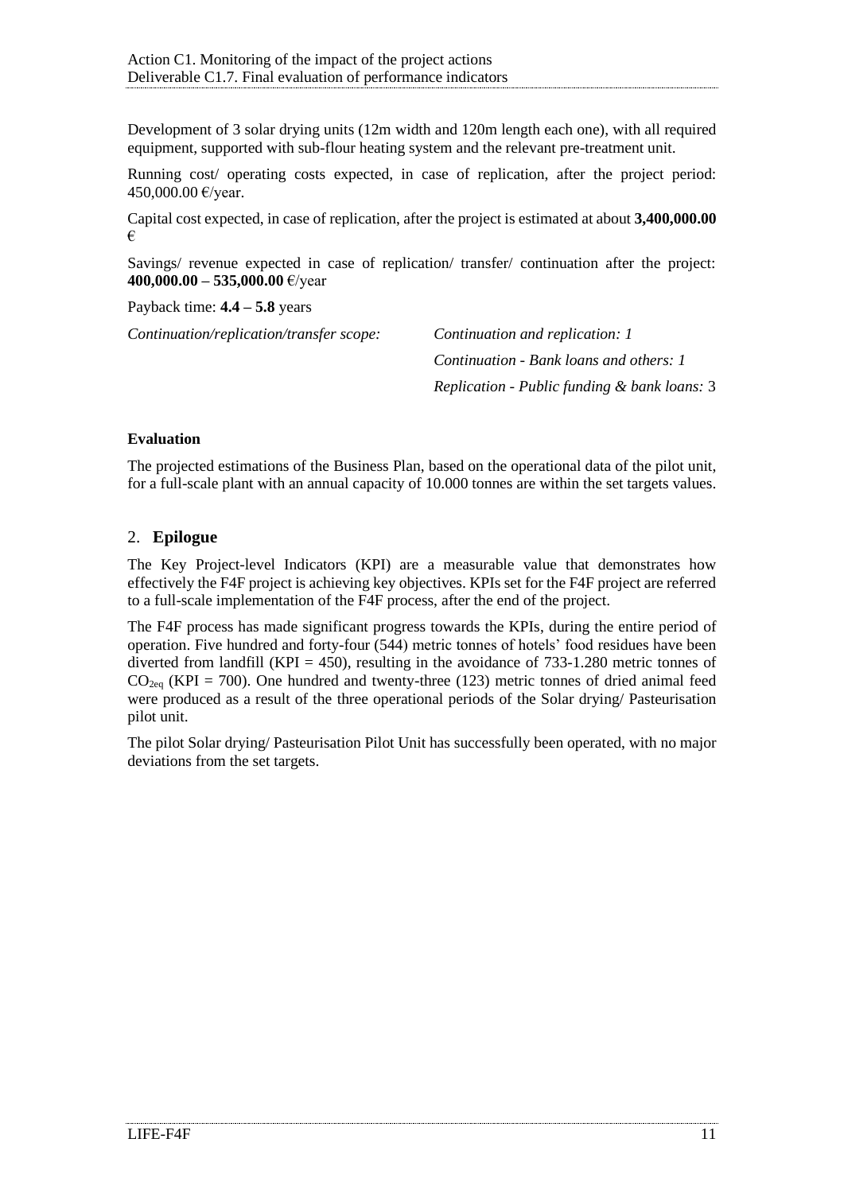Development of 3 solar drying units (12m width and 120m length each one), with all required equipment, supported with sub-flour heating system and the relevant pre-treatment unit.

Running cost/ operating costs expected, in case of replication, after the project period: 450,000.00 €/year.

Capital cost expected, in case of replication, after the project is estimated at about **3,400,000.00** €

Savings/ revenue expected in case of replication/ transfer/ continuation after the project: **400,000.00 – 535,000.00** €/year

Payback time: **4.4 – 5.8** years

| | |
|---|---|
| *Continuation/replication/transfer scope:* | *Continuation and replication: 1* |
| | *Continuation - Bank loans and others: 1* |
| | *Replication - Public funding & bank loans:* 3 |

**Evaluation**

The projected estimations of the Business Plan, based on the operational data of the pilot unit, for a full-scale plant with an annual capacity of 10.000 tonnes are within the set targets values.

## 2. **Epilogue**

The Key Project-level Indicators (KPI) are a measurable value that demonstrates how effectively the F4F project is achieving key objectives. KPIs set for the F4F project are referred to a full-scale implementation of the F4F process, after the end of the project.

The F4F process has made significant progress towards the KPIs, during the entire period of operation. Five hundred and forty-four (544) metric tonnes of hotels' food residues have been diverted from landfill (KPI = 450), resulting in the avoidance of 733-1.280 metric tonnes of $CO_{2eq}$ (KPI = 700). One hundred and twenty-three (123) metric tonnes of dried animal feed were produced as a result of the three operational periods of the Solar drying/ Pasteurisation pilot unit.

The pilot Solar drying/ Pasteurisation Pilot Unit has successfully been operated, with no major deviations from the set targets.